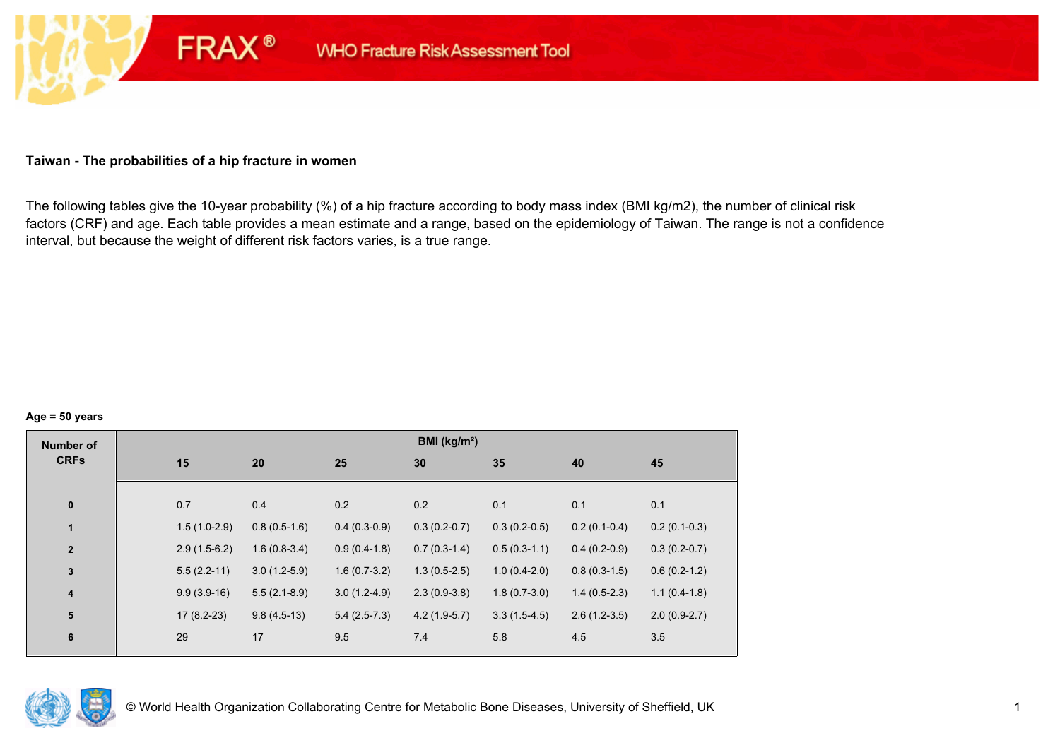FRAX® WHO Fracture Risk Assessment Tool

## Taiwan - The probabilities of a hip fracture in women

The following tables give the 10-year probability (%) of a hip fracture according to body mass index (BMI kg/m2), the number of clinical risk factors (CRF) and age. Each table provides a mean estimate and a range, based on the epidemiology of Taiwan. The range is not a confidence interval, but because the weight of different risk factors varies, is a true range.

**Age = 50 years**

| Number of CRFs | BMI (kg/m²) | | | | | | |
|---|---|---|---|---|---|---|---|
| | 15 | 20 | 25 | 30 | 35 | 40 | 45 |
| 0 | 0.7 | 0.4 | 0.2 | 0.2 | 0.1 | 0.1 | 0.1 |
| 1 | 1.5 (1.0-2.9) | 0.8 (0.5-1.6) | 0.4 (0.3-0.9) | 0.3 (0.2-0.7) | 0.3 (0.2-0.5) | 0.2 (0.1-0.4) | 0.2 (0.1-0.3) |
| 2 | 2.9 (1.5-6.2) | 1.6 (0.8-3.4) | 0.9 (0.4-1.8) | 0.7 (0.3-1.4) | 0.5 (0.3-1.1) | 0.4 (0.2-0.9) | 0.3 (0.2-0.7) |
| 3 | 5.5 (2.2-11) | 3.0 (1.2-5.9) | 1.6 (0.7-3.2) | 1.3 (0.5-2.5) | 1.0 (0.4-2.0) | 0.8 (0.3-1.5) | 0.6 (0.2-1.2) |
| 4 | 9.9 (3.9-16) | 5.5 (2.1-8.9) | 3.0 (1.2-4.9) | 2.3 (0.9-3.8) | 1.8 (0.7-3.0) | 1.4 (0.5-2.3) | 1.1 (0.4-1.8) |
| 5 | 17 (8.2-23) | 9.8 (4.5-13) | 5.4 (2.5-7.3) | 4.2 (1.9-5.7) | 3.3 (1.5-4.5) | 2.6 (1.2-3.5) | 2.0 (0.9-2.7) |
| 6 | 29 | 17 | 9.5 | 7.4 | 5.8 | 4.5 | 3.5 |

© World Health Organization Collaborating Centre for Metabolic Bone Diseases, University of Sheffield, UK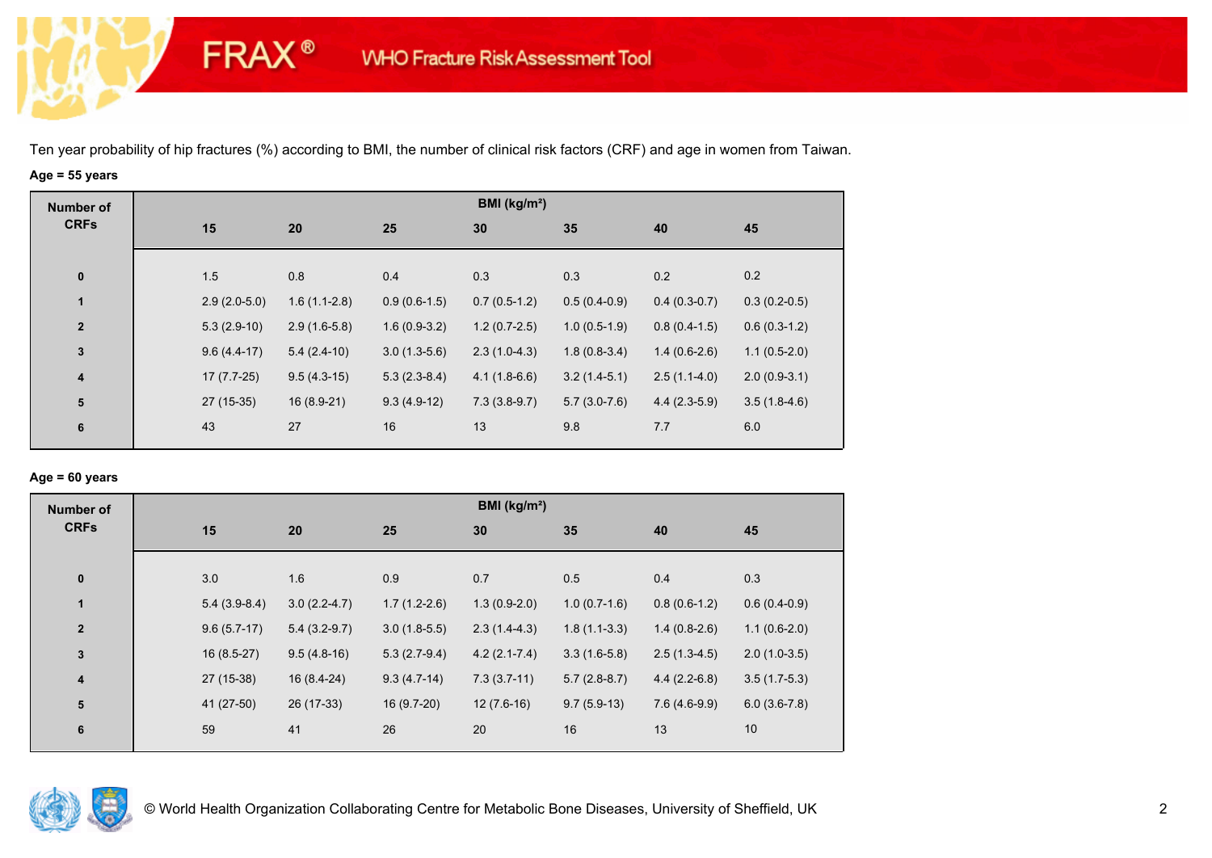Ten year probability of hip fractures (%) according to BMI, the number of clinical risk factors (CRF) and age in women from Taiwan.

**Age = 55 years**

| Number of CRFs | BMI (kg/m²) | | | | | | |
|---|---|---|---|---|---|---|---|
| | 15 | 20 | 25 | 30 | 35 | 40 | 45 |
| 0 | 1.5 | 0.8 | 0.4 | 0.3 | 0.3 | 0.2 | 0.2 |
| 1 | 2.9 (2.0-5.0) | 1.6 (1.1-2.8) | 0.9 (0.6-1.5) | 0.7 (0.5-1.2) | 0.5 (0.4-0.9) | 0.4 (0.3-0.7) | 0.3 (0.2-0.5) |
| 2 | 5.3 (2.9-10) | 2.9 (1.6-5.8) | 1.6 (0.9-3.2) | 1.2 (0.7-2.5) | 1.0 (0.5-1.9) | 0.8 (0.4-1.5) | 0.6 (0.3-1.2) |
| 3 | 9.6 (4.4-17) | 5.4 (2.4-10) | 3.0 (1.3-5.6) | 2.3 (1.0-4.3) | 1.8 (0.8-3.4) | 1.4 (0.6-2.6) | 1.1 (0.5-2.0) |
| 4 | 17 (7.7-25) | 9.5 (4.3-15) | 5.3 (2.3-8.4) | 4.1 (1.8-6.6) | 3.2 (1.4-5.1) | 2.5 (1.1-4.0) | 2.0 (0.9-3.1) |
| 5 | 27 (15-35) | 16 (8.9-21) | 9.3 (4.9-12) | 7.3 (3.8-9.7) | 5.7 (3.0-7.6) | 4.4 (2.3-5.9) | 3.5 (1.8-4.6) |
| 6 | 43 | 27 | 16 | 13 | 9.8 | 7.7 | 6.0 |

**Age = 60 years**

| Number of CRFs | BMI (kg/m²) | | | | | | |
|---|---|---|---|---|---|---|---|
| | 15 | 20 | 25 | 30 | 35 | 40 | 45 |
| 0 | 3.0 | 1.6 | 0.9 | 0.7 | 0.5 | 0.4 | 0.3 |
| 1 | 5.4 (3.9-8.4) | 3.0 (2.2-4.7) | 1.7 (1.2-2.6) | 1.3 (0.9-2.0) | 1.0 (0.7-1.6) | 0.8 (0.6-1.2) | 0.6 (0.4-0.9) |
| 2 | 9.6 (5.7-17) | 5.4 (3.2-9.7) | 3.0 (1.8-5.5) | 2.3 (1.4-4.3) | 1.8 (1.1-3.3) | 1.4 (0.8-2.6) | 1.1 (0.6-2.0) |
| 3 | 16 (8.5-27) | 9.5 (4.8-16) | 5.3 (2.7-9.4) | 4.2 (2.1-7.4) | 3.3 (1.6-5.8) | 2.5 (1.3-4.5) | 2.0 (1.0-3.5) |
| 4 | 27 (15-38) | 16 (8.4-24) | 9.3 (4.7-14) | 7.3 (3.7-11) | 5.7 (2.8-8.7) | 4.4 (2.2-6.8) | 3.5 (1.7-5.3) |
| 5 | 41 (27-50) | 26 (17-33) | 16 (9.7-20) | 12 (7.6-16) | 9.7 (5.9-13) | 7.6 (4.6-9.9) | 6.0 (3.6-7.8) |
| 6 | 59 | 41 | 26 | 20 | 16 | 13 | 10 |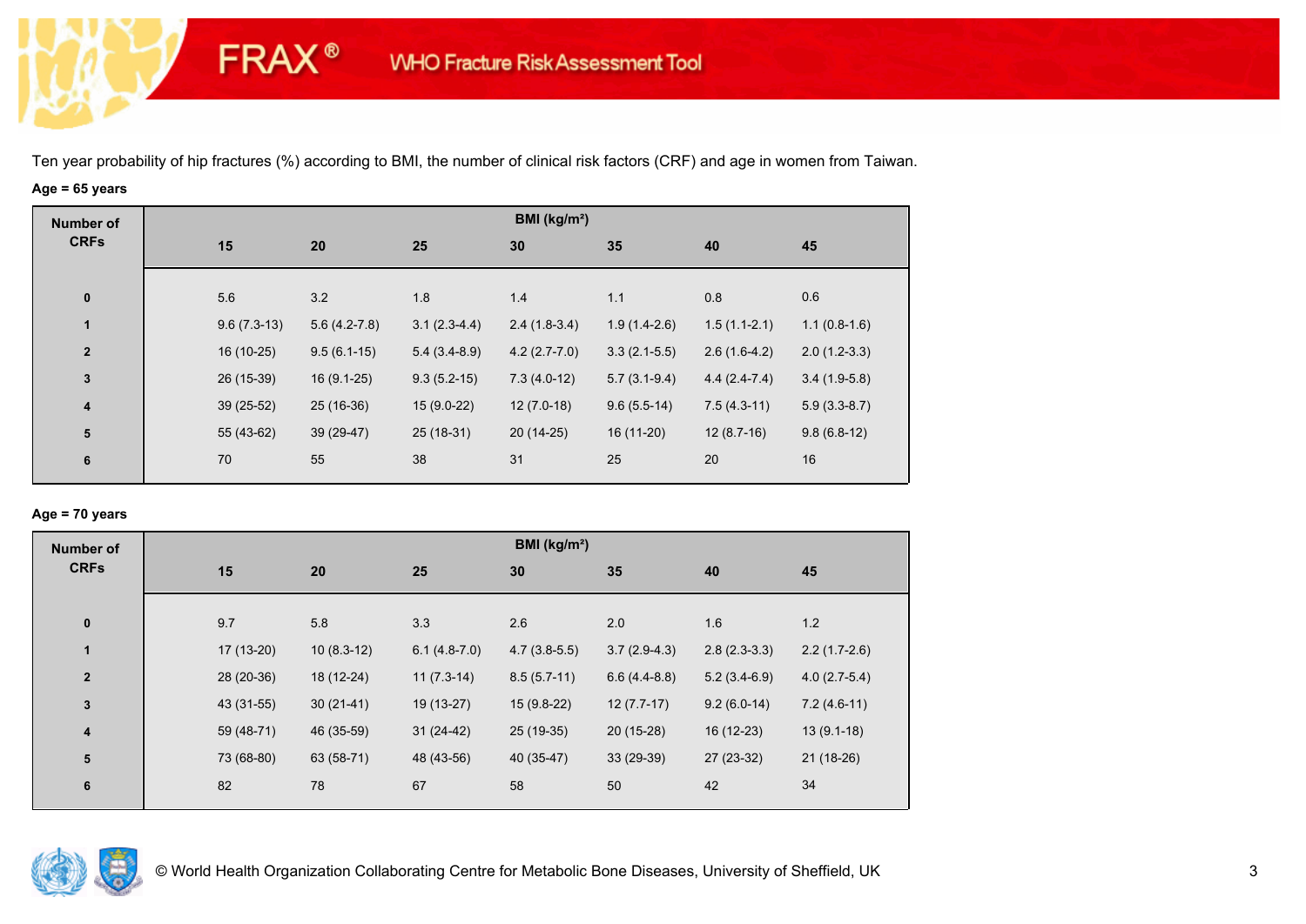Ten year probability of hip fractures (%) according to BMI, the number of clinical risk factors (CRF) and age in women from Taiwan.

**Age = 65 years**

| Number of CRFs | BMI (kg/m²) | | | | | | |
|---|---|---|---|---|---|---|---|
| | 15 | 20 | 25 | 30 | 35 | 40 | 45 |
| 0 | 5.6 | 3.2 | 1.8 | 1.4 | 1.1 | 0.8 | 0.6 |
| 1 | 9.6 (7.3-13) | 5.6 (4.2-7.8) | 3.1 (2.3-4.4) | 2.4 (1.8-3.4) | 1.9 (1.4-2.6) | 1.5 (1.1-2.1) | 1.1 (0.8-1.6) |
| 2 | 16 (10-25) | 9.5 (6.1-15) | 5.4 (3.4-8.9) | 4.2 (2.7-7.0) | 3.3 (2.1-5.5) | 2.6 (1.6-4.2) | 2.0 (1.2-3.3) |
| 3 | 26 (15-39) | 16 (9.1-25) | 9.3 (5.2-15) | 7.3 (4.0-12) | 5.7 (3.1-9.4) | 4.4 (2.4-7.4) | 3.4 (1.9-5.8) |
| 4 | 39 (25-52) | 25 (16-36) | 15 (9.0-22) | 12 (7.0-18) | 9.6 (5.5-14) | 7.5 (4.3-11) | 5.9 (3.3-8.7) |
| 5 | 55 (43-62) | 39 (29-47) | 25 (18-31) | 20 (14-25) | 16 (11-20) | 12 (8.7-16) | 9.8 (6.8-12) |
| 6 | 70 | 55 | 38 | 31 | 25 | 20 | 16 |

**Age = 70 years**

| Number of CRFs | BMI (kg/m²) | | | | | | |
|---|---|---|---|---|---|---|---|
| | 15 | 20 | 25 | 30 | 35 | 40 | 45 |
| 0 | 9.7 | 5.8 | 3.3 | 2.6 | 2.0 | 1.6 | 1.2 |
| 1 | 17 (13-20) | 10 (8.3-12) | 6.1 (4.8-7.0) | 4.7 (3.8-5.5) | 3.7 (2.9-4.3) | 2.8 (2.3-3.3) | 2.2 (1.7-2.6) |
| 2 | 28 (20-36) | 18 (12-24) | 11 (7.3-14) | 8.5 (5.7-11) | 6.6 (4.4-8.8) | 5.2 (3.4-6.9) | 4.0 (2.7-5.4) |
| 3 | 43 (31-55) | 30 (21-41) | 19 (13-27) | 15 (9.8-22) | 12 (7.7-17) | 9.2 (6.0-14) | 7.2 (4.6-11) |
| 4 | 59 (48-71) | 46 (35-59) | 31 (24-42) | 25 (19-35) | 20 (15-28) | 16 (12-23) | 13 (9.1-18) |
| 5 | 73 (68-80) | 63 (58-71) | 48 (43-56) | 40 (35-47) | 33 (29-39) | 27 (23-32) | 21 (18-26) |
| 6 | 82 | 78 | 67 | 58 | 50 | 42 | 34 |

© World Health Organization Collaborating Centre for Metabolic Bone Diseases, University of Sheffield, UK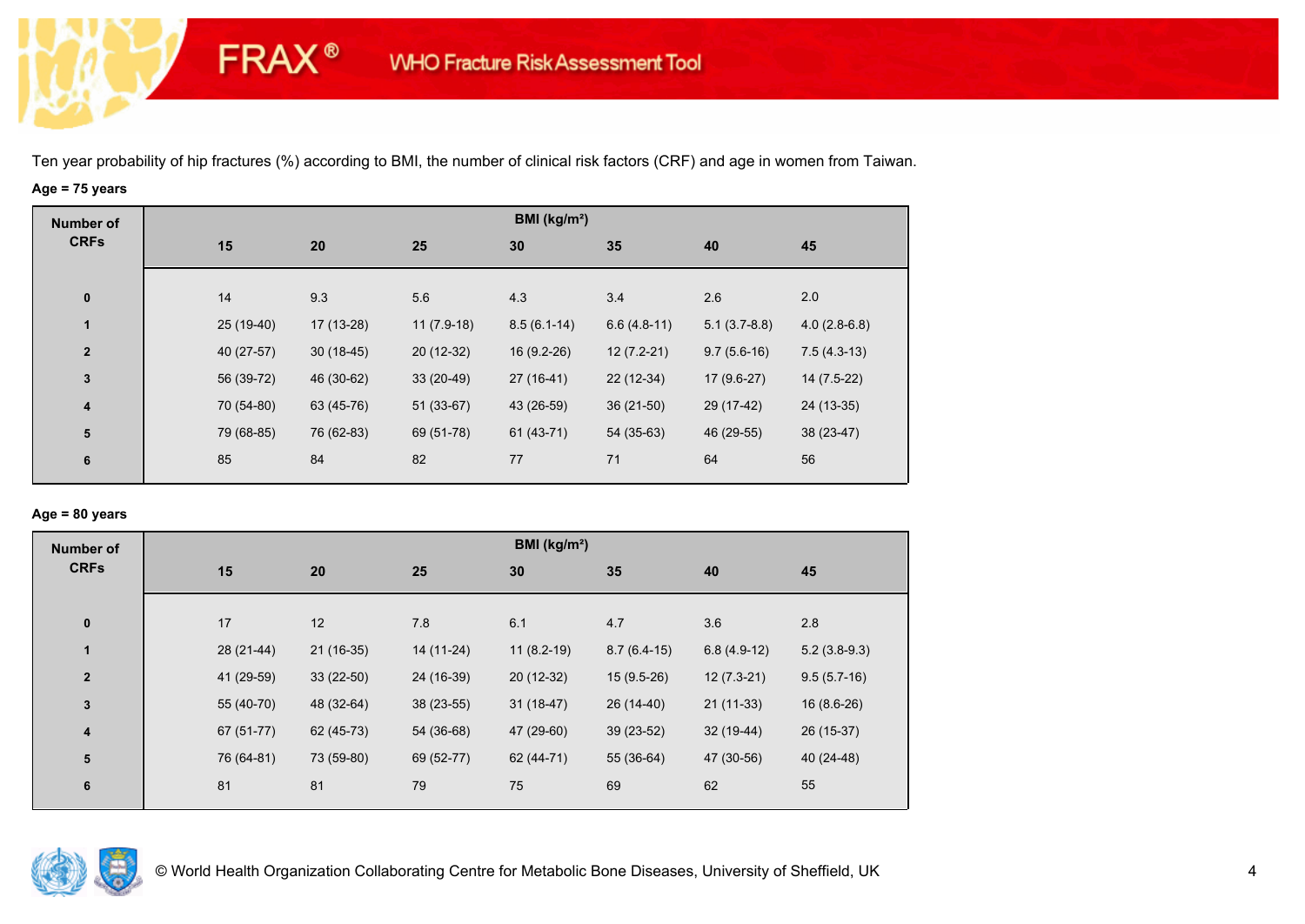FRAX® WHO Fracture Risk Assessment Tool

Ten year probability of hip fractures (%) according to BMI, the number of clinical risk factors (CRF) and age in women from Taiwan.

**Age = 75 years**

| Number of CRFs | BMI (kg/m²) | | | | | | |
|---|---|---|---|---|---|---|---|
| | 15 | 20 | 25 | 30 | 35 | 40 | 45 |
| 0 | 14 | 9.3 | 5.6 | 4.3 | 3.4 | 2.6 | 2.0 |
| 1 | 25 (19-40) | 17 (13-28) | 11 (7.9-18) | 8.5 (6.1-14) | 6.6 (4.8-11) | 5.1 (3.7-8.8) | 4.0 (2.8-6.8) |
| 2 | 40 (27-57) | 30 (18-45) | 20 (12-32) | 16 (9.2-26) | 12 (7.2-21) | 9.7 (5.6-16) | 7.5 (4.3-13) |
| 3 | 56 (39-72) | 46 (30-62) | 33 (20-49) | 27 (16-41) | 22 (12-34) | 17 (9.6-27) | 14 (7.5-22) |
| 4 | 70 (54-80) | 63 (45-76) | 51 (33-67) | 43 (26-59) | 36 (21-50) | 29 (17-42) | 24 (13-35) |
| 5 | 79 (68-85) | 76 (62-83) | 69 (51-78) | 61 (43-71) | 54 (35-63) | 46 (29-55) | 38 (23-47) |
| 6 | 85 | 84 | 82 | 77 | 71 | 64 | 56 |

**Age = 80 years**

| Number of CRFs | BMI (kg/m²) | | | | | | |
|---|---|---|---|---|---|---|---|
| | 15 | 20 | 25 | 30 | 35 | 40 | 45 |
| 0 | 17 | 12 | 7.8 | 6.1 | 4.7 | 3.6 | 2.8 |
| 1 | 28 (21-44) | 21 (16-35) | 14 (11-24) | 11 (8.2-19) | 8.7 (6.4-15) | 6.8 (4.9-12) | 5.2 (3.8-9.3) |
| 2 | 41 (29-59) | 33 (22-50) | 24 (16-39) | 20 (12-32) | 15 (9.5-26) | 12 (7.3-21) | 9.5 (5.7-16) |
| 3 | 55 (40-70) | 48 (32-64) | 38 (23-55) | 31 (18-47) | 26 (14-40) | 21 (11-33) | 16 (8.6-26) |
| 4 | 67 (51-77) | 62 (45-73) | 54 (36-68) | 47 (29-60) | 39 (23-52) | 32 (19-44) | 26 (15-37) |
| 5 | 76 (64-81) | 73 (59-80) | 69 (52-77) | 62 (44-71) | 55 (36-64) | 47 (30-56) | 40 (24-48) |
| 6 | 81 | 81 | 79 | 75 | 69 | 62 | 55 |

© World Health Organization Collaborating Centre for Metabolic Bone Diseases, University of Sheffield, UK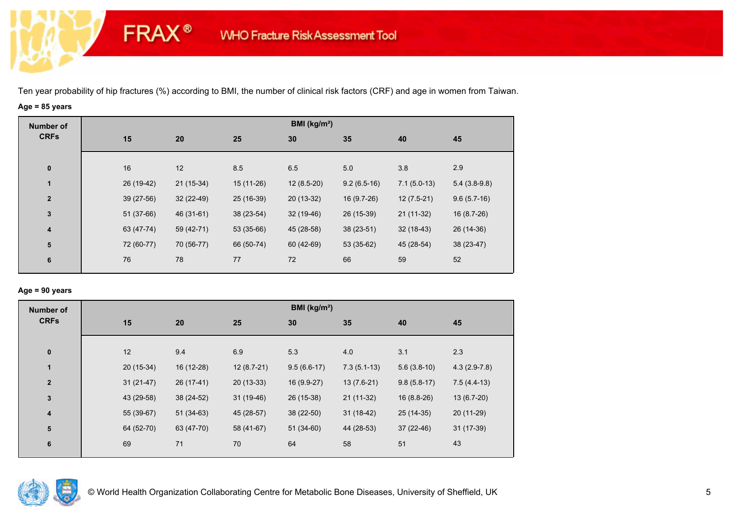# FRAX® WHO Fracture Risk Assessment Tool

Ten year probability of hip fractures (%) according to BMI, the number of clinical risk factors (CRF) and age in women from Taiwan.

**Age = 85 years**

| Number of CRFs | BMI (kg/m²) | | | | | | |
|---|---|---|---|---|---|---|---|
| | 15 | 20 | 25 | 30 | 35 | 40 | 45 |
| 0 | 16 | 12 | 8.5 | 6.5 | 5.0 | 3.8 | 2.9 |
| 1 | 26 (19-42) | 21 (15-34) | 15 (11-26) | 12 (8.5-20) | 9.2 (6.5-16) | 7.1 (5.0-13) | 5.4 (3.8-9.8) |
| 2 | 39 (27-56) | 32 (22-49) | 25 (16-39) | 20 (13-32) | 16 (9.7-26) | 12 (7.5-21) | 9.6 (5.7-16) |
| 3 | 51 (37-66) | 46 (31-61) | 38 (23-54) | 32 (19-46) | 26 (15-39) | 21 (11-32) | 16 (8.7-26) |
| 4 | 63 (47-74) | 59 (42-71) | 53 (35-66) | 45 (28-58) | 38 (23-51) | 32 (18-43) | 26 (14-36) |
| 5 | 72 (60-77) | 70 (56-77) | 66 (50-74) | 60 (42-69) | 53 (35-62) | 45 (28-54) | 38 (23-47) |
| 6 | 76 | 78 | 77 | 72 | 66 | 59 | 52 |

**Age = 90 years**

| Number of CRFs | BMI (kg/m²) | | | | | | |
|---|---|---|---|---|---|---|---|
| | 15 | 20 | 25 | 30 | 35 | 40 | 45 |
| 0 | 12 | 9.4 | 6.9 | 5.3 | 4.0 | 3.1 | 2.3 |
| 1 | 20 (15-34) | 16 (12-28) | 12 (8.7-21) | 9.5 (6.6-17) | 7.3 (5.1-13) | 5.6 (3.8-10) | 4.3 (2.9-7.8) |
| 2 | 31 (21-47) | 26 (17-41) | 20 (13-33) | 16 (9.9-27) | 13 (7.6-21) | 9.8 (5.8-17) | 7.5 (4.4-13) |
| 3 | 43 (29-58) | 38 (24-52) | 31 (19-46) | 26 (15-38) | 21 (11-32) | 16 (8.8-26) | 13 (6.7-20) |
| 4 | 55 (39-67) | 51 (34-63) | 45 (28-57) | 38 (22-50) | 31 (18-42) | 25 (14-35) | 20 (11-29) |
| 5 | 64 (52-70) | 63 (47-70) | 58 (41-67) | 51 (34-60) | 44 (28-53) | 37 (22-46) | 31 (17-39) |
| 6 | 69 | 71 | 70 | 64 | 58 | 51 | 43 |

© World Health Organization Collaborating Centre for Metabolic Bone Diseases, University of Sheffield, UK